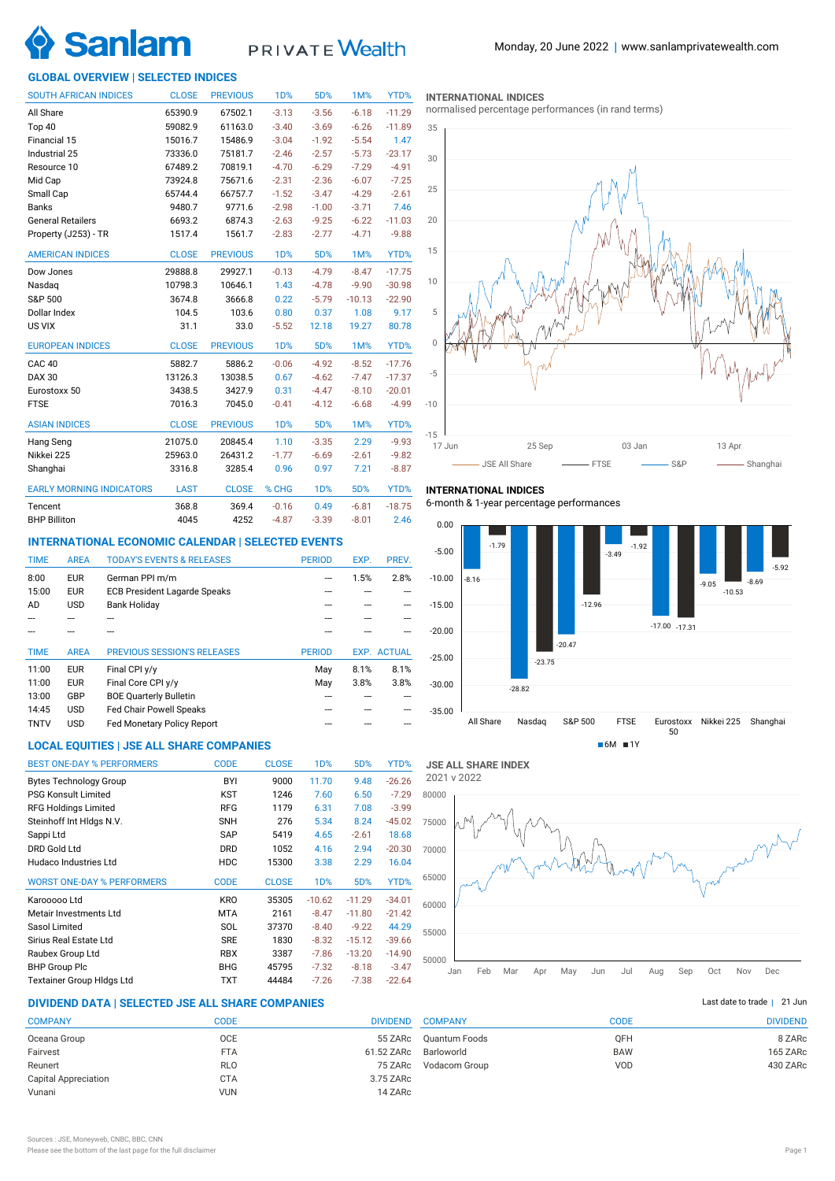Sanlam PRIVATE Wealth

Monday, 20 June 2022 | www.sanlamprivatewealth.com

## GLOBAL OVERVIEW | SELECTED INDICES

| SOUTH AFRICAN INDICES | CLOSE | PREVIOUS | 1D% | 5D% | 1M% | YTD% |
|---|---|---|---|---|---|---|
| All Share | 65390.9 | 67502.1 | -3.13 | -3.56 | -6.18 | -11.29 |
| Top 40 | 59082.9 | 61163.0 | -3.40 | -3.69 | -6.26 | -11.89 |
| Financial 15 | 15016.7 | 15486.9 | -3.04 | -1.92 | -5.54 | 1.47 |
| Industrial 25 | 73336.0 | 75181.7 | -2.46 | -2.57 | -5.73 | -23.17 |
| Resource 10 | 67489.2 | 70819.1 | -4.70 | -6.29 | -7.29 | -4.91 |
| Mid Cap | 73924.8 | 75671.6 | -2.31 | -2.36 | -6.07 | -7.25 |
| Small Cap | 65744.4 | 66757.7 | -1.52 | -3.47 | -4.29 | -2.61 |
| Banks | 9480.7 | 9771.6 | -2.98 | -1.00 | -3.71 | 7.46 |
| General Retailers | 6693.2 | 6874.3 | -2.63 | -9.25 | -6.22 | -11.03 |
| Property (J253) - TR | 1517.4 | 1561.7 | -2.83 | -2.77 | -4.71 | -9.88 |

| AMERICAN INDICES | CLOSE | PREVIOUS | 1D% | 5D% | 1M% | YTD% |
|---|---|---|---|---|---|---|
| Dow Jones | 29888.8 | 29927.1 | -0.13 | -4.79 | -8.47 | -17.75 |
| Nasdaq | 10798.3 | 10646.1 | 1.43 | -4.78 | -9.90 | -30.98 |
| S&P 500 | 3674.8 | 3666.8 | 0.22 | -5.79 | -10.13 | -22.90 |
| Dollar Index | 104.5 | 103.6 | 0.80 | 0.37 | 1.08 | 9.17 |
| US VIX | 31.1 | 33.0 | -5.52 | 12.18 | 19.27 | 80.78 |

| EUROPEAN INDICES | CLOSE | PREVIOUS | 1D% | 5D% | 1M% | YTD% |
|---|---|---|---|---|---|---|
| CAC 40 | 5882.7 | 5886.2 | -0.06 | -4.92 | -8.52 | -17.76 |
| DAX 30 | 13126.3 | 13038.5 | 0.67 | -4.62 | -7.47 | -17.37 |
| Eurostoxx 50 | 3438.5 | 3427.9 | 0.31 | -4.47 | -8.10 | -20.01 |
| FTSE | 7016.3 | 7045.0 | -0.41 | -4.12 | -6.68 | -4.99 |

| ASIAN INDICES | CLOSE | PREVIOUS | 1D% | 5D% | 1M% | YTD% |
|---|---|---|---|---|---|---|
| Hang Seng | 21075.0 | 20845.4 | 1.10 | -3.35 | 2.29 | -9.93 |
| Nikkei 225 | 25963.0 | 26431.2 | -1.77 | -6.69 | -2.61 | -9.82 |
| Shanghai | 3316.8 | 3285.4 | 0.96 | 0.97 | 7.21 | -8.87 |

| EARLY MORNING INDICATORS | LAST | CLOSE | % CHG | 1D% | 5D% | YTD% |
|---|---|---|---|---|---|---|
| Tencent | 368.8 | 369.4 | -0.16 | 0.49 | -6.81 | -18.75 |
| BHP Billiton | 4045 | 4252 | -4.87 | -3.39 | -8.01 | 2.46 |

### INTERNATIONAL INDICES
normalised percentage performances (in rand terms)

JSE All Share — FTSE — S&P — Shanghai

### INTERNATIONAL INDICES
6-month & 1-year percentage performances

| Index | 6M | 1Y |
|---|---|---|
| All Share | -8.16 | -1.79 |
| Nasdaq | -28.82 | -23.75 |
| S&P 500 | -20.47 | -12.96 |
| FTSE | -3.49 | -1.92 |
| Eurostoxx 50 | -17.00 | -17.31 |
| Nikkei 225 | -9.05 | -10.53 |
| Shanghai | -8.69 | -5.92 |

## INTERNATIONAL ECONOMIC CALENDAR | SELECTED EVENTS

| TIME | AREA | TODAY'S EVENTS & RELEASES | PERIOD | EXP. | PREV. |
|---|---|---|---|---|---|
| 8:00 | EUR | German PPI m/m | --- | 1.5% | 2.8% |
| 15:00 | EUR | ECB President Lagarde Speaks | --- | --- | --- |
| AD | USD | Bank Holiday | --- | --- | --- |
| --- | --- | --- | --- | --- | --- |
| --- | --- | --- | --- | --- | --- |

| TIME | AREA | PREVIOUS SESSION'S RELEASES | PERIOD | EXP. | ACTUAL |
|---|---|---|---|---|---|
| 11:00 | EUR | Final CPI y/y | May | 8.1% | 8.1% |
| 11:00 | EUR | Final Core CPI y/y | May | 3.8% | 3.8% |
| 13:00 | GBP | BOE Quarterly Bulletin | --- | --- | --- |
| 14:45 | USD | Fed Chair Powell Speaks | --- | --- | --- |
| TNTV | USD | Fed Monetary Policy Report | --- | --- | --- |

## LOCAL EQUITIES | JSE ALL SHARE COMPANIES

| BEST ONE-DAY % PERFORMERS | CODE | CLOSE | 1D% | 5D% | YTD% |
|---|---|---|---|---|---|
| Bytes Technology Group | BYI | 9000 | 11.70 | 9.48 | -26.26 |
| PSG Konsult Limited | KST | 1246 | 7.60 | 6.50 | -7.29 |
| RFG Holdings Limited | RFG | 1179 | 6.31 | 7.08 | -3.99 |
| Steinhoff Int Hldgs N.V. | SNH | 276 | 5.34 | 8.24 | -45.02 |
| Sappi Ltd | SAP | 5419 | 4.65 | -2.61 | 18.68 |
| DRD Gold Ltd | DRD | 1052 | 4.16 | 2.94 | -20.30 |
| Hudaco Industries Ltd | HDC | 15300 | 3.38 | 2.29 | 16.04 |

| WORST ONE-DAY % PERFORMERS | CODE | CLOSE | 1D% | 5D% | YTD% |
|---|---|---|---|---|---|
| Karooooo Ltd | KRO | 35305 | -10.62 | -11.29 | -34.01 |
| Metair Investments Ltd | MTA | 2161 | -8.47 | -11.80 | -21.42 |
| Sasol Limited | SOL | 37370 | -8.40 | -9.22 | 44.29 |
| Sirius Real Estate Ltd | SRE | 1830 | -8.32 | -15.12 | -39.66 |
| Raubex Group Ltd | RBX | 3387 | -7.86 | -13.20 | -14.90 |
| BHP Group Plc | BHG | 45795 | -7.32 | -8.18 | -3.47 |
| Textainer Group Hldgs Ltd | TXT | 44484 | -7.26 | -7.38 | -22.64 |

### JSE ALL SHARE INDEX
2021 v 2022

## DIVIDEND DATA | SELECTED JSE ALL SHARE COMPANIES

Last date to trade | 21 Jun

| COMPANY | CODE | DIVIDEND |
|---|---|---|
| Oceana Group | OCE | 55 ZARc |
| Fairvest | FTA | 61.52 ZARc |
| Reunert | RLO | 75 ZARc |
| Capital Appreciation | CTA | 3.75 ZARc |
| Vunani | VUN | 14 ZARc |
| Quantum Foods | QFH | 8 ZARc |
| Barloworld | BAW | 165 ZARc |
| Vodacom Group | VOD | 430 ZARc |

Sources : JSE, Moneyweb, CNBC, BBC, CNN
Please see the bottom of the last page for the full disclaimer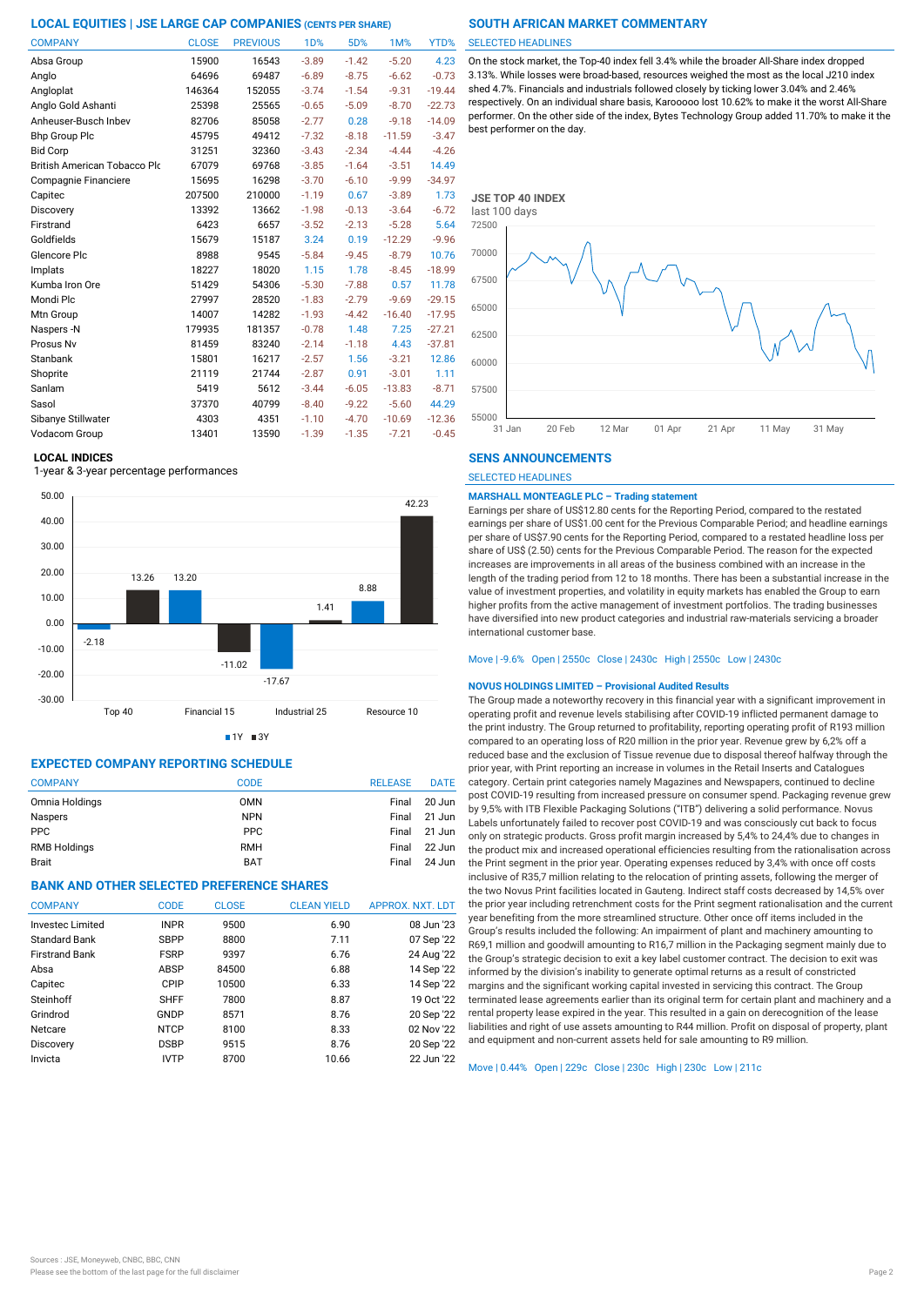## LOCAL EQUITIES | JSE LARGE CAP COMPANIES (CENTS PER SHARE)

| COMPANY | CLOSE | PREVIOUS | 1D% | 5D% | 1M% | YTD% |
|---|---|---|---|---|---|---|
| Absa Group | 15900 | 16543 | -3.89 | -1.42 | -5.20 | 4.23 |
| Anglo | 64696 | 69487 | -6.89 | -8.75 | -6.62 | -0.73 |
| Angloplat | 146364 | 152055 | -3.74 | -1.54 | -9.31 | -19.44 |
| Anglo Gold Ashanti | 25398 | 25565 | -0.65 | -5.09 | -8.70 | -22.73 |
| Anheuser-Busch Inbev | 82706 | 85058 | -2.77 | 0.28 | -9.18 | -14.09 |
| Bhp Group Plc | 45795 | 49412 | -7.32 | -8.18 | -11.59 | -3.47 |
| Bid Corp | 31251 | 32360 | -3.43 | -2.34 | -4.44 | -4.26 |
| British American Tobacco Plc | 67079 | 69768 | -3.85 | -1.64 | -3.51 | 14.49 |
| Compagnie Financiere | 15695 | 16298 | -3.70 | -6.10 | -9.99 | -34.97 |
| Capitec | 207500 | 210000 | -1.19 | 0.67 | -3.89 | 1.73 |
| Discovery | 13392 | 13662 | -1.98 | -0.13 | -3.64 | -6.72 |
| Firstrand | 6423 | 6657 | -3.52 | -2.13 | -5.28 | 5.64 |
| Goldfields | 15679 | 15187 | 3.24 | 0.19 | -12.29 | -9.96 |
| Glencore Plc | 8988 | 9545 | -5.84 | -9.45 | -8.79 | 10.76 |
| Implats | 18227 | 18020 | 1.15 | 1.78 | -8.45 | -18.99 |
| Kumba Iron Ore | 51429 | 54306 | -5.30 | -7.88 | 0.57 | 11.78 |
| Mondi Plc | 27997 | 28520 | -1.83 | -2.79 | -9.69 | -29.15 |
| Mtn Group | 14007 | 14282 | -1.93 | -4.42 | -16.40 | -17.95 |
| Naspers -N | 179935 | 181357 | -0.78 | 1.48 | 7.25 | -27.21 |
| Prosus Nv | 81459 | 83240 | -2.14 | -1.18 | 4.43 | -37.81 |
| Stanbank | 15801 | 16217 | -2.57 | 1.56 | -3.21 | 12.86 |
| Shoprite | 21119 | 21744 | -2.87 | 0.91 | -3.01 | 1.11 |
| Sanlam | 5419 | 5612 | -3.44 | -6.05 | -13.83 | -8.71 |
| Sasol | 37370 | 40799 | -8.40 | -9.22 | -5.60 | 44.29 |
| Sibanye Stillwater | 4303 | 4351 | -1.10 | -4.70 | -10.69 | -12.36 |
| Vodacom Group | 13401 | 13590 | -1.39 | -1.35 | -7.21 | -0.45 |

### LOCAL INDICES

1-year & 3-year percentage performances

| Index | 1Y | 3Y |
|---|---|---|
| Top 40 | -2.18 | 13.26 |
| Financial 15 | 13.20 | -11.02 |
| Industrial 25 | -17.67 | 1.41 |
| Resource 10 | 8.88 | 42.23 |

## EXPECTED COMPANY REPORTING SCHEDULE

| COMPANY | CODE | RELEASE | DATE |
|---|---|---|---|
| Omnia Holdings | OMN | Final | 20 Jun |
| Naspers | NPN | Final | 21 Jun |
| PPC | PPC | Final | 21 Jun |
| RMB Holdings | RMH | Final | 22 Jun |
| Brait | BAT | Final | 24 Jun |

## BANK AND OTHER SELECTED PREFERENCE SHARES

| COMPANY | CODE | CLOSE | CLEAN YIELD | APPROX. NXT. LDT |
|---|---|---|---|---|
| Investec Limited | INPR | 9500 | 6.90 | 08 Jun '23 |
| Standard Bank | SBPP | 8800 | 7.11 | 07 Sep '22 |
| Firstrand Bank | FSRP | 9397 | 6.76 | 24 Aug '22 |
| Absa | ABSP | 84500 | 6.88 | 14 Sep '22 |
| Capitec | CPIP | 10500 | 6.33 | 14 Sep '22 |
| Steinhoff | SHFF | 7800 | 8.87 | 19 Oct '22 |
| Grindrod | GNDP | 8571 | 8.76 | 20 Sep '22 |
| Netcare | NTCP | 8100 | 8.33 | 02 Nov '22 |
| Discovery | DSBP | 9515 | 8.76 | 20 Sep '22 |
| Invicta | IVTP | 8700 | 10.66 | 22 Jun '22 |

## SOUTH AFRICAN MARKET COMMENTARY

SELECTED HEADLINES

On the stock market, the Top-40 index fell 3.4% while the broader All-Share index dropped 3.13%. While losses were broad-based, resources weighed the most as the local J210 index shed 4.7%. Financials and industrials followed closely by ticking lower 3.04% and 2.46% respectively. On an individual share basis, Karooooo lost 10.62% to make it the worst All-Share performer. On the other side of the index, Bytes Technology Group added 11.70% to make it the best performer on the day.

### JSE TOP 40 INDEX

last 100 days

## SENS ANNOUNCEMENTS

SELECTED HEADLINES

**MARSHALL MONTEAGLE PLC – Trading statement**

Earnings per share of US$12.80 cents for the Reporting Period, compared to the restated earnings per share of US$1.00 cent for the Previous Comparable Period; and headline earnings per share of US$7.90 cents for the Reporting Period, compared to a restated headline loss per share of US$ (2.50) cents for the Previous Comparable Period. The reason for the expected increases are improvements in all areas of the business combined with an increase in the length of the trading period from 12 to 18 months. There has been a substantial increase in the value of investment properties, and volatility in equity markets has enabled the Group to earn higher profits from the active management of investment portfolios. The trading businesses have diversified into new product categories and industrial raw-materials servicing a broader international customer base.

Move | -9.6% Open | 2550c Close | 2430c High | 2550c Low | 2430c

**NOVUS HOLDINGS LIMITED – Provisional Audited Results**

The Group made a noteworthy recovery in this financial year with a significant improvement in operating profit and revenue levels stabilising after COVID-19 inflicted permanent damage to the print industry. The Group returned to profitability, reporting operating profit of R193 million compared to an operating loss of R20 million in the prior year. Revenue grew by 6,2% off a reduced base and the exclusion of Tissue revenue due to disposal thereof halfway through the prior year, with Print reporting an increase in volumes in the Retail Inserts and Catalogues category. Certain print categories namely Magazines and Newspapers, continued to decline post COVID-19 resulting from increased pressure on consumer spend. Packaging revenue grew by 9,5% with ITB Flexible Packaging Solutions ("ITB") delivering a solid performance. Novus Labels unfortunately failed to recover post COVID-19 and was consciously cut back to focus only on strategic products. Gross profit margin increased by 5,4% to 24,4% due to changes in the product mix and increased operational efficiencies resulting from the rationalisation across the Print segment in the prior year. Operating expenses reduced by 3,4% with once off costs inclusive of R35,7 million relating to the relocation of printing assets, following the merger of the two Novus Print facilities located in Gauteng. Indirect staff costs decreased by 14,5% over the prior year including retrenchment costs for the Print segment rationalisation and the current year benefiting from the more streamlined structure. Other once off items included in the Group's results included the following: An impairment of plant and machinery amounting to R69,1 million and goodwill amounting to R16,7 million in the Packaging segment mainly due to the Group's strategic decision to exit a key label customer contract. The decision to exit was informed by the division's inability to generate optimal returns as a result of constricted margins and the significant working capital invested in servicing this contract. The Group terminated lease agreements earlier than its original term for certain plant and machinery and a rental property lease expired in the year. This resulted in a gain on derecognition of the lease liabilities and right of use assets amounting to R44 million. Profit on disposal of property, plant and equipment and non-current assets held for sale amounting to R9 million.

Move | 0.44% Open | 229c Close | 230c High | 230c Low | 211c

Sources : JSE, Moneyweb, CNBC, BBC, CNN

Please see the bottom of the last page for the full disclaimer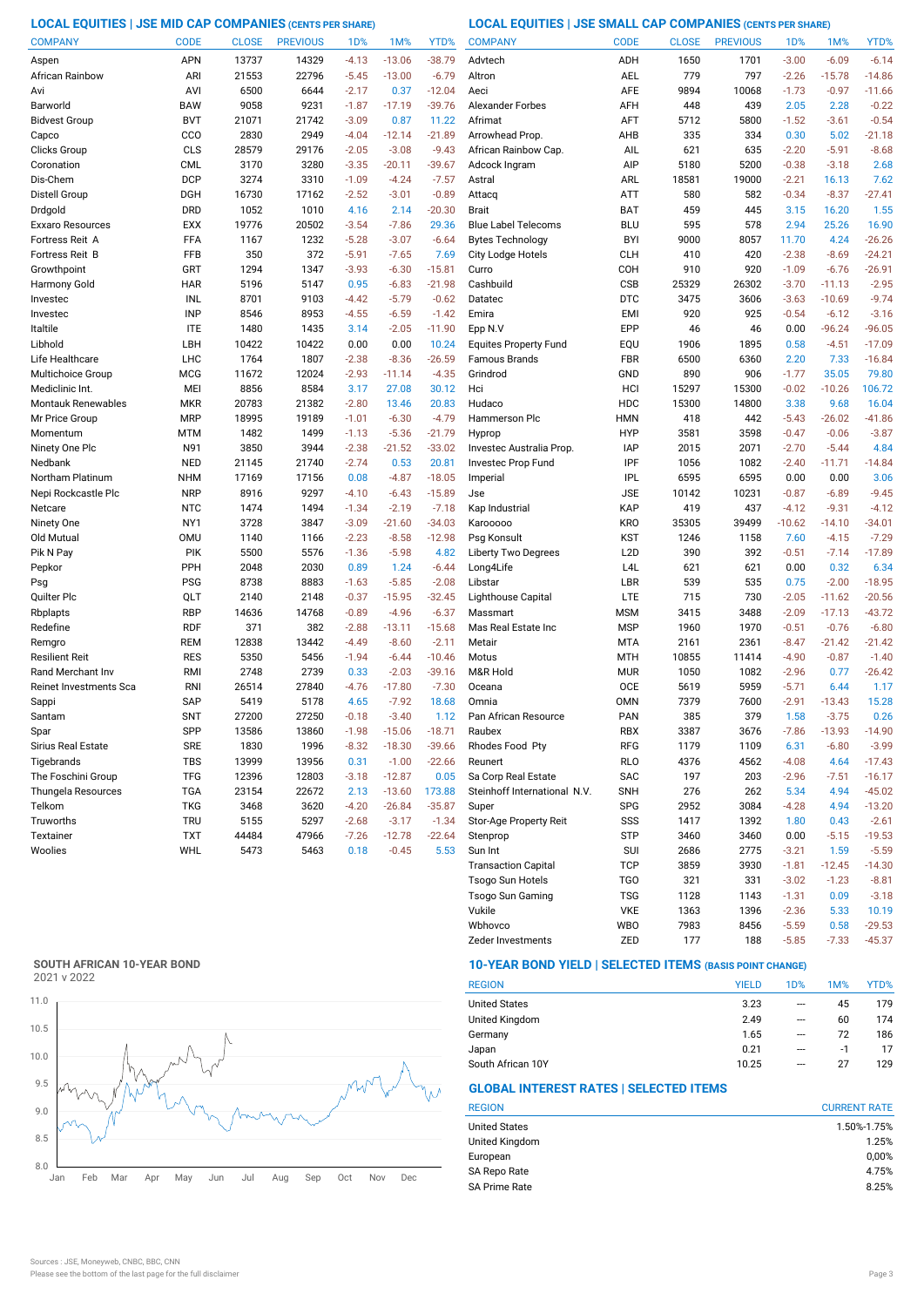## LOCAL EQUITIES | JSE MID CAP COMPANIES (CENTS PER SHARE)

| COMPANY | CODE | CLOSE | PREVIOUS | 1D% | 1M% | YTD% |
|---|---|---|---|---|---|---|
| Aspen | APN | 13737 | 14329 | -4.13 | -13.06 | -38.79 |
| African Rainbow | ARI | 21553 | 22796 | -5.45 | -13.00 | -6.79 |
| Avi | AVI | 6500 | 6644 | -2.17 | 0.37 | -12.04 |
| Barworld | BAW | 9058 | 9231 | -1.87 | -17.19 | -39.76 |
| Bidvest Group | BVT | 21071 | 21742 | -3.09 | 0.87 | 11.22 |
| Capco | CCO | 2830 | 2949 | -4.04 | -12.14 | -21.89 |
| Clicks Group | CLS | 28579 | 29176 | -2.05 | -3.08 | -9.43 |
| Coronation | CML | 3170 | 3280 | -3.35 | -20.11 | -39.67 |
| Dis-Chem | DCP | 3274 | 3310 | -1.09 | -4.24 | -7.57 |
| Distell Group | DGH | 16730 | 17162 | -2.52 | -3.01 | -0.89 |
| Drdgold | DRD | 1052 | 1010 | 4.16 | 2.14 | -20.30 |
| Exxaro Resources | EXX | 19776 | 20502 | -3.54 | -7.86 | 29.36 |
| Fortress Reit A | FFA | 1167 | 1232 | -5.28 | -3.07 | -6.64 |
| Fortress Reit B | FFB | 350 | 372 | -5.91 | -7.65 | 7.69 |
| Growthpoint | GRT | 1294 | 1347 | -3.93 | -6.30 | -15.81 |
| Harmony Gold | HAR | 5196 | 5147 | 0.95 | -6.83 | -21.98 |
| Investec | INL | 8701 | 9103 | -4.42 | -5.79 | -0.62 |
| Investec | INP | 8546 | 8953 | -4.55 | -6.59 | -1.42 |
| Italtile | ITE | 1480 | 1435 | 3.14 | -2.05 | -11.90 |
| Libhold | LBH | 10422 | 10422 | 0.00 | 0.00 | 10.24 |
| Life Healthcare | LHC | 1764 | 1807 | -2.38 | -8.36 | -26.59 |
| Multichoice Group | MCG | 11672 | 12024 | -2.93 | -11.14 | -4.35 |
| Mediclinic Int. | MEI | 8856 | 8584 | 3.17 | 27.08 | 30.12 |
| Montauk Renewables | MKR | 20783 | 21382 | -2.80 | 13.46 | 20.83 |
| Mr Price Group | MRP | 18995 | 19189 | -1.01 | -6.30 | -4.79 |
| Momentum | MTM | 1482 | 1499 | -1.13 | -5.36 | -21.79 |
| Ninety One Plc | N91 | 3850 | 3944 | -2.38 | -21.52 | -33.02 |
| Nedbank | NED | 21145 | 21740 | -2.74 | 0.53 | 20.81 |
| Northam Platinum | NHM | 17169 | 17156 | 0.08 | -4.87 | -18.05 |
| Nepi Rockcastle Plc | NRP | 8916 | 9297 | -4.10 | -6.43 | -15.89 |
| Netcare | NTC | 1474 | 1494 | -1.34 | -2.19 | -7.18 |
| Ninety One | NY1 | 3728 | 3847 | -3.09 | -21.60 | -34.03 |
| Old Mutual | OMU | 1140 | 1166 | -2.23 | -8.58 | -12.98 |
| Pik N Pay | PIK | 5500 | 5576 | -1.36 | -5.98 | 4.82 |
| Pepkor | PPH | 2048 | 2030 | 0.89 | 1.24 | -6.44 |
| Psg | PSG | 8738 | 8883 | -1.63 | -5.85 | -2.08 |
| Quilter Plc | QLT | 2140 | 2148 | -0.37 | -15.95 | -32.45 |
| Rbplapts | RBP | 14636 | 14768 | -0.89 | -4.96 | -6.37 |
| Redefine | RDF | 371 | 382 | -2.88 | -13.11 | -15.68 |
| Remgro | REM | 12838 | 13442 | -4.49 | -8.60 | -2.11 |
| Resilient Reit | RES | 5350 | 5456 | -1.94 | -6.44 | -10.46 |
| Rand Merchant Inv | RMI | 2748 | 2739 | 0.33 | -2.03 | -39.16 |
| Reinet Investments Sca | RNI | 26514 | 27840 | -4.76 | -17.80 | -7.30 |
| Sappi | SAP | 5419 | 5178 | 4.65 | -7.92 | 18.68 |
| Santam | SNT | 27200 | 27250 | -0.18 | -3.40 | 1.12 |
| Spar | SPP | 13586 | 13860 | -1.98 | -15.06 | -18.71 |
| Sirius Real Estate | SRE | 1830 | 1996 | -8.32 | -18.30 | -39.66 |
| Tigebrands | TBS | 13999 | 13956 | 0.31 | -1.00 | -22.66 |
| The Foschini Group | TFG | 12396 | 12803 | -3.18 | -12.87 | 0.05 |
| Thungela Resources | TGA | 23154 | 22672 | 2.13 | -13.60 | 173.88 |
| Telkom | TKG | 3468 | 3620 | -4.20 | -26.84 | -35.87 |
| Truworths | TRU | 5155 | 5297 | -2.68 | -3.17 | -1.34 |
| Textainer | TXT | 44484 | 47966 | -7.26 | -12.78 | -22.64 |
| Woolies | WHL | 5473 | 5463 | 0.18 | -0.45 | 5.53 |

## LOCAL EQUITIES | JSE SMALL CAP COMPANIES (CENTS PER SHARE)

| COMPANY | CODE | CLOSE | PREVIOUS | 1D% | 1M% | YTD% |
|---|---|---|---|---|---|---|
| Advtech | ADH | 1650 | 1701 | -3.00 | -6.09 | -6.14 |
| Altron | AEL | 779 | 797 | -2.26 | -15.78 | -14.86 |
| Aeci | AFE | 9894 | 10068 | -1.73 | -0.97 | -11.66 |
| Alexander Forbes | AFH | 448 | 439 | 2.05 | 2.28 | -0.22 |
| Afrimat | AFT | 5712 | 5800 | -1.52 | -3.61 | -0.54 |
| Arrowhead Prop. | AHB | 335 | 334 | 0.30 | 5.02 | -21.18 |
| African Rainbow Cap. | AIL | 621 | 635 | -2.20 | -5.91 | -8.68 |
| Adcock Ingram | AIP | 5180 | 5200 | -0.38 | -3.18 | 2.68 |
| Astral | ARL | 18581 | 19000 | -2.21 | 16.13 | 7.62 |
| Attacq | ATT | 580 | 582 | -0.34 | -8.37 | -27.41 |
| Brait | BAT | 459 | 445 | 3.15 | 16.20 | 1.55 |
| Blue Label Telecoms | BLU | 595 | 578 | 2.94 | 25.26 | 16.90 |
| Bytes Technology | BYI | 9000 | 8057 | 11.70 | 4.24 | -26.26 |
| City Lodge Hotels | CLH | 410 | 420 | -2.38 | -8.69 | -24.21 |
| Curro | COH | 910 | 920 | -1.09 | -6.76 | -26.91 |
| Cashbuild | CSB | 25329 | 26302 | -3.70 | -11.13 | -2.95 |
| Datatec | DTC | 3475 | 3606 | -3.63 | -10.69 | -9.74 |
| Emira | EMI | 920 | 925 | -0.54 | -6.12 | -3.16 |
| Epp N.V | EPP | 46 | 46 | 0.00 | -96.24 | -96.05 |
| Equites Property Fund | EQU | 1906 | 1895 | 0.58 | -4.51 | -17.09 |
| Famous Brands | FBR | 6500 | 6360 | 2.20 | 7.33 | -16.84 |
| Grindrod | GND | 890 | 906 | -1.77 | 35.05 | 79.80 |
| Hci | HCI | 15297 | 15300 | -0.02 | -10.26 | 106.72 |
| Hudaco | HDC | 15300 | 14800 | 3.38 | 9.68 | 16.04 |
| Hammerson Plc | HMN | 418 | 442 | -5.43 | -26.02 | -41.86 |
| Hyprop | HYP | 3581 | 3598 | -0.47 | -0.06 | -3.87 |
| Investec Australia Prop. | IAP | 2015 | 2071 | -2.70 | -5.44 | 4.84 |
| Investec Prop Fund | IPF | 1056 | 1082 | -2.40 | -11.71 | -14.84 |
| Imperial | IPL | 6595 | 6595 | 0.00 | 0.00 | 3.06 |
| Jse | JSE | 10142 | 10231 | -0.87 | -6.89 | -9.45 |
| Kap Industrial | KAP | 419 | 437 | -4.12 | -9.31 | -4.12 |
| Karooooo | KRO | 35305 | 39499 | -10.62 | -14.10 | -34.01 |
| Psg Konsult | KST | 1246 | 1158 | 7.60 | -4.15 | -7.29 |
| Liberty Two Degrees | L2D | 390 | 392 | -0.51 | -7.14 | -17.89 |
| Long4Life | L4L | 621 | 621 | 0.00 | 0.32 | 6.34 |
| Libstar | LBR | 539 | 535 | 0.75 | -2.00 | -18.95 |
| Lighthouse Capital | LTE | 715 | 730 | -2.05 | -11.62 | -20.56 |
| Massmart | MSM | 3415 | 3488 | -2.09 | -17.13 | -43.72 |
| Mas Real Estate Inc | MSP | 1960 | 1970 | -0.51 | -0.76 | -6.80 |
| Metair | MTA | 2161 | 2361 | -8.47 | -21.42 | -21.42 |
| Motus | MTH | 10855 | 11414 | -4.90 | -0.87 | -1.40 |
| M&R Hold | MUR | 1050 | 1082 | -2.96 | 0.77 | -26.42 |
| Oceana | OCE | 5619 | 5959 | -5.71 | 6.44 | 1.17 |
| Omnia | OMN | 7379 | 7600 | -2.91 | -13.43 | 15.28 |
| Pan African Resource | PAN | 385 | 379 | 1.58 | -3.75 | 0.26 |
| Raubex | RBX | 3387 | 3676 | -7.86 | -13.93 | -14.90 |
| Rhodes Food Pty | RFG | 1179 | 1109 | 6.31 | -6.80 | -3.99 |
| Reunert | RLO | 4376 | 4562 | -4.08 | 4.64 | -17.43 |
| Sa Corp Real Estate | SAC | 197 | 203 | -2.96 | -7.51 | -16.17 |
| Steinhoff International N.V. | SNH | 276 | 262 | 5.34 | 4.94 | -45.02 |
| Super | SPG | 2952 | 3084 | -4.28 | 4.94 | -13.20 |
| Stor-Age Property Reit | SSS | 1417 | 1392 | 1.80 | 0.43 | -2.61 |
| Stenprop | STP | 3460 | 3460 | 0.00 | -5.15 | -19.53 |
| Sun Int | SUI | 2686 | 2775 | -3.21 | 1.59 | -5.59 |
| Transaction Capital | TCP | 3859 | 3930 | -1.81 | -12.45 | -14.30 |
| Tsogo Sun Hotels | TGO | 321 | 331 | -3.02 | -1.23 | -8.81 |
| Tsogo Sun Gaming | TSG | 1128 | 1143 | -1.31 | 0.09 | -3.18 |
| Vukile | VKE | 1363 | 1396 | -2.36 | 5.33 | 10.19 |
| Wbhovco | WBO | 7983 | 8456 | -5.59 | 0.58 | -29.53 |
| Zeder Investments | ZED | 177 | 188 | -5.85 | -7.33 | -45.37 |

## SOUTH AFRICAN 10-YEAR BOND

2021 v 2022

## 10-YEAR BOND YIELD | SELECTED ITEMS (BASIS POINT CHANGE)

| REGION | YIELD | 1D% | 1M% | YTD% |
|---|---|---|---|---|
| United States | 3.23 | --- | 45 | 179 |
| United Kingdom | 2.49 | --- | 60 | 174 |
| Germany | 1.65 | --- | 72 | 186 |
| Japan | 0.21 | --- | -1 | 17 |
| South African 10Y | 10.25 | --- | 27 | 129 |

## GLOBAL INTEREST RATES | SELECTED ITEMS

| REGION | CURRENT RATE |
|---|---|
| United States | 1.50%-1.75% |
| United Kingdom | 1.25% |
| European | 0,00% |
| SA Repo Rate | 4.75% |
| SA Prime Rate | 8.25% |

Sources : JSE, Moneyweb, CNBC, BBC, CNN

Please see the bottom of the last page for the full disclaimer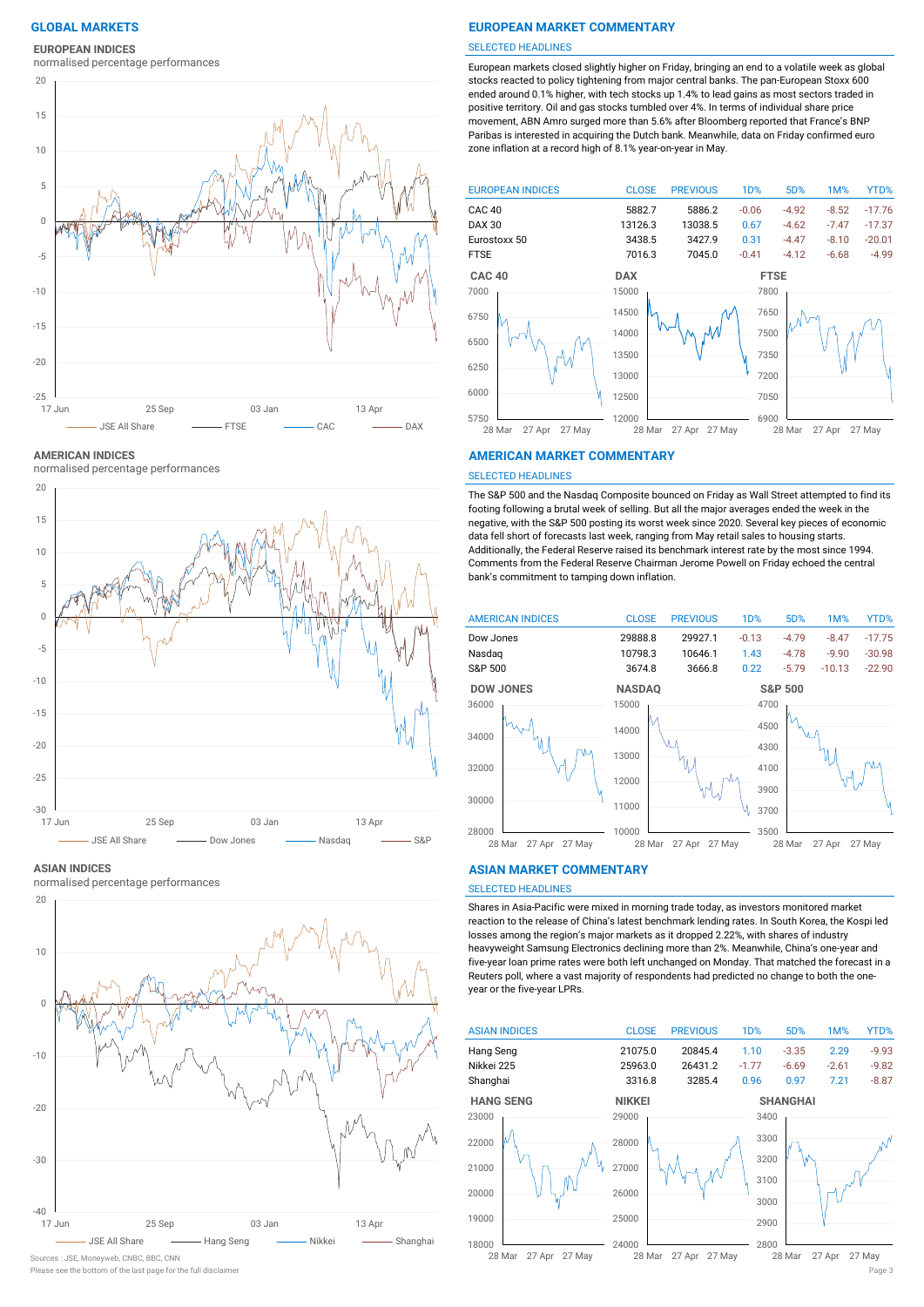# GLOBAL MARKETS

## EUROPEAN INDICES

normalised percentage performances

## EUROPEAN MARKET COMMENTARY

SELECTED HEADLINES

European markets closed slightly higher on Friday, bringing an end to a volatile week as global stocks reacted to policy tightening from major central banks. The pan-European Stoxx 600 ended around 0.1% higher, with tech stocks up 1.4% to lead gains as most sectors traded in positive territory. Oil and gas stocks tumbled over 4%. In terms of individual share price movement, ABN Amro surged more than 5.6% after Bloomberg reported that France's BNP Paribas is interested in acquiring the Dutch bank. Meanwhile, data on Friday confirmed euro zone inflation at a record high of 8.1% year-on-year in May.

| EUROPEAN INDICES | CLOSE | PREVIOUS | 1D% | 5D% | 1M% | YTD% |
|---|---|---|---|---|---|---|
| CAC 40 | 5882.7 | 5886.2 | -0.06 | -4.92 | -8.52 | -17.76 |
| DAX 30 | 13126.3 | 13038.5 | 0.67 | -4.62 | -7.47 | -17.37 |
| Eurostoxx 50 | 3438.5 | 3427.9 | 0.31 | -4.47 | -8.10 | -20.01 |
| FTSE | 7016.3 | 7045.0 | -0.41 | -4.12 | -6.68 | -4.99 |

## AMERICAN INDICES

normalised percentage performances

## AMERICAN MARKET COMMENTARY

SELECTED HEADLINES

The S&P 500 and the Nasdaq Composite bounced on Friday as Wall Street attempted to find its footing following a brutal week of selling. But all the major averages ended the week in the negative, with the S&P 500 posting its worst week since 2020. Several key pieces of economic data fell short of forecasts last week, ranging from May retail sales to housing starts. Additionally, the Federal Reserve raised its benchmark interest rate by the most since 1994. Comments from the Federal Reserve Chairman Jerome Powell on Friday echoed the central bank's commitment to tamping down inflation.

| AMERICAN INDICES | CLOSE | PREVIOUS | 1D% | 5D% | 1M% | YTD% |
|---|---|---|---|---|---|---|
| Dow Jones | 29888.8 | 29927.1 | -0.13 | -4.79 | -8.47 | -17.75 |
| Nasdaq | 10798.3 | 10646.1 | 1.43 | -4.78 | -9.90 | -30.98 |
| S&P 500 | 3674.8 | 3666.8 | 0.22 | -5.79 | -10.13 | -22.90 |

## ASIAN INDICES

normalised percentage performances

## ASIAN MARKET COMMENTARY

SELECTED HEADLINES

Shares in Asia-Pacific were mixed in morning trade today, as investors monitored market reaction to the release of China's latest benchmark lending rates. In South Korea, the Kospi led losses among the region's major markets as it dropped 2.22%, with shares of industry heavyweight Samsung Electronics declining more than 2%. Meanwhile, China's one-year and five-year loan prime rates were both left unchanged on Monday. That matched the forecast in a Reuters poll, where a vast majority of respondents had predicted no change to both the one-year or the five-year LPRs.

| ASIAN INDICES | CLOSE | PREVIOUS | 1D% | 5D% | 1M% | YTD% |
|---|---|---|---|---|---|---|
| Hang Seng | 21075.0 | 20845.4 | 1.10 | -3.35 | 2.29 | -9.93 |
| Nikkei 225 | 25963.0 | 26431.2 | -1.77 | -6.69 | -2.61 | -9.82 |
| Shanghai | 3316.8 | 3285.4 | 0.96 | 0.97 | 7.21 | -8.87 |

Sources : JSE, Moneyweb, CNBC, BBC, CNN

Please see the bottom of the last page for the full disclaimer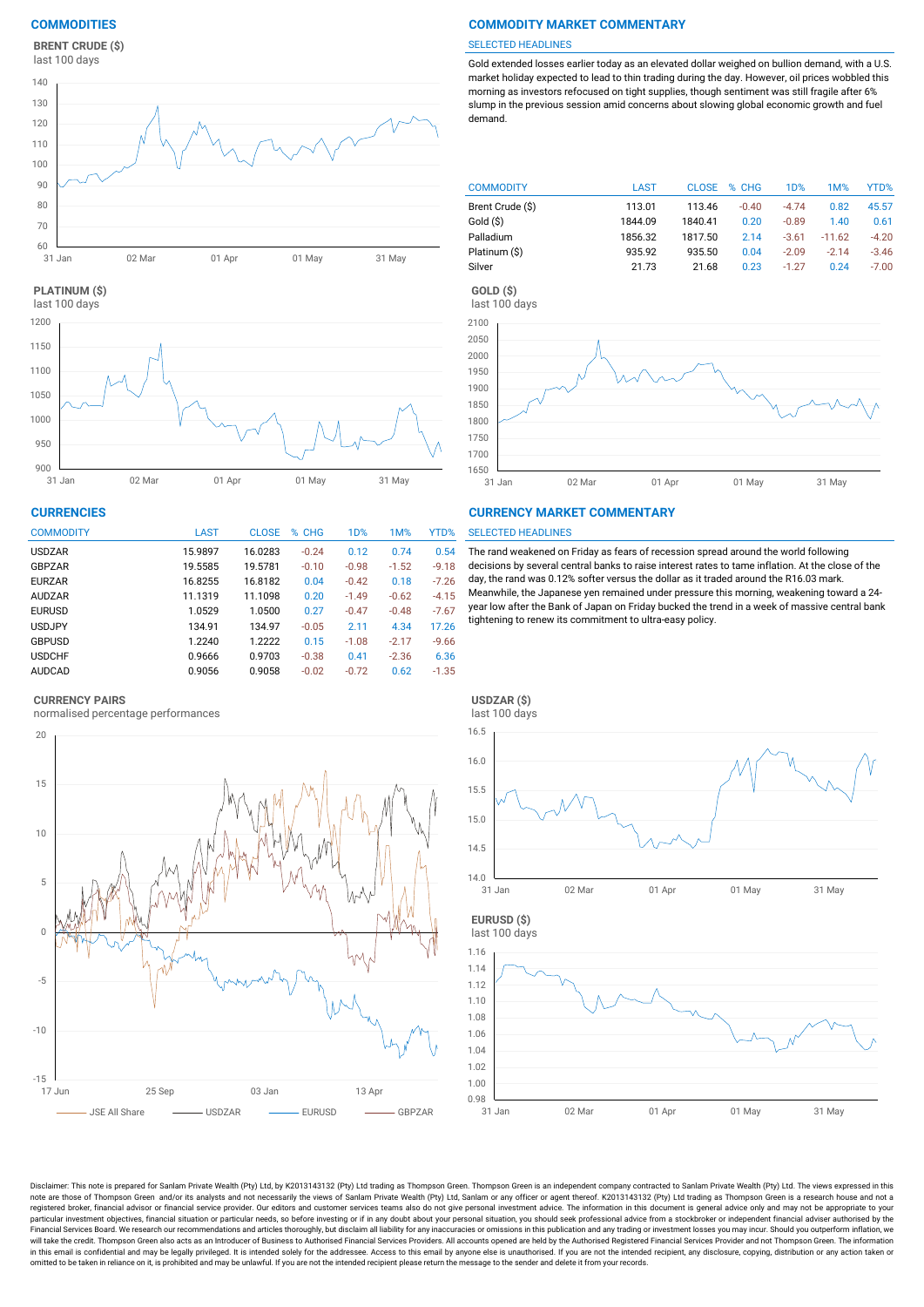## COMMODITIES

**BRENT CRUDE ($)**
last 100 days

140
130
120
110
100
90
80
70
60
31 Jan
02 Mar
01 Apr
01 May
31 May

**PLATINUM ($)**
last 100 days

1200
1150
1100
1050
1000
950
900
31 Jan
02 Mar
01 Apr
01 May
31 May

## COMMODITY MARKET COMMENTARY

SELECTED HEADLINES

Gold extended losses earlier today as an elevated dollar weighed on bullion demand, with a U.S. market holiday expected to lead to thin trading during the day. However, oil prices wobbled this morning as investors refocused on tight supplies, though sentiment was still fragile after 6% slump in the previous session amid concerns about slowing global economic growth and fuel demand.

| COMMODITY | LAST | CLOSE | % CHG | 1D% | 1M% | YTD% |
|---|---|---|---|---|---|---|
| Brent Crude ($) | 113.01 | 113.46 | -0.40 | -4.74 | 0.82 | 45.57 |
| Gold ($) | 1844.09 | 1840.41 | 0.20 | -0.89 | 1.40 | 0.61 |
| Palladium | 1856.32 | 1817.50 | 2.14 | -3.61 | -11.62 | -4.20 |
| Platinum ($) | 935.92 | 935.50 | 0.04 | -2.09 | -2.14 | -3.46 |
| Silver | 21.73 | 21.68 | 0.23 | -1.27 | 0.24 | -7.00 |

**GOLD ($)**
last 100 days

2100
2050
2000
1950
1900
1850
1800
1750
1700
1650
31 Jan
02 Mar
01 Apr
01 May
31 May

## CURRENCIES

| COMMODITY | LAST | CLOSE | % CHG | 1D% | 1M% | YTD% |
|---|---|---|---|---|---|---|
| USDZAR | 15.9897 | 16.0283 | -0.24 | 0.12 | 0.74 | 0.54 |
| GBPZAR | 19.5585 | 19.5781 | -0.10 | -0.98 | -1.52 | -9.18 |
| EURZAR | 16.8255 | 16.8182 | 0.04 | -0.42 | 0.18 | -7.26 |
| AUDZAR | 11.1319 | 11.1098 | 0.20 | -1.49 | -0.62 | -4.15 |
| EURUSD | 1.0529 | 1.0500 | 0.27 | -0.47 | -0.48 | -7.67 |
| USDJPY | 134.91 | 134.97 | -0.05 | 2.11 | 4.34 | 17.26 |
| GBPUSD | 1.2240 | 1.2222 | 0.15 | -1.08 | -2.17 | -9.66 |
| USDCHF | 0.9666 | 0.9703 | -0.38 | 0.41 | -2.36 | 6.36 |
| AUDCAD | 0.9056 | 0.9058 | -0.02 | -0.72 | 0.62 | -1.35 |

**CURRENCY PAIRS**
normalised percentage performances

20
15
10
5
0
-5
-10
-15
17 Jun
25 Sep
03 Jan
13 Apr
JSE All Share
USDZAR
EURUSD
GBPZAR

## CURRENCY MARKET COMMENTARY

SELECTED HEADLINES

The rand weakened on Friday as fears of recession spread around the world following decisions by several central banks to raise interest rates to tame inflation. At the close of the day, the rand was 0.12% softer versus the dollar as it traded around the R16.03 mark. Meanwhile, the Japanese yen remained under pressure this morning, weakening toward a 24-year low after the Bank of Japan on Friday bucked the trend in a week of massive central bank tightening to renew its commitment to ultra-easy policy.

**USDZAR ($)**
last 100 days

16.5
16.0
15.5
15.0
14.5
14.0
31 Jan
02 Mar
01 Apr
01 May
31 May

**EURUSD ($)**
last 100 days

1.16
1.14
1.12
1.10
1.08
1.06
1.04
1.02
1.00
0.98
31 Jan
02 Mar
01 Apr
01 May
31 May

Disclaimer: This note is prepared for Sanlam Private Wealth (Pty) Ltd, by K2013143132 (Pty) Ltd trading as Thompson Green. Thompson Green is an independent company contracted to Sanlam Private Wealth (Pty) Ltd. The views expressed in this note are those of Thompson Green and/or its analysts and not necessarily the views of Sanlam Private Wealth (Pty) Ltd, Sanlam or any officer or agent thereof. K2013143132 (Pty) Ltd trading as Thompson Green is a research house and not a registered broker, financial advisor or financial service provider. Our editors and customer services teams also do not give personal investment advice. The information in this document is general advice only and may not be appropriate to your particular investment objectives, financial situation or particular needs, so before investing or if in any doubt about your personal situation, you should seek professional advice from a stockbroker or independent financial adviser authorised by the Financial Services Board. We research our recommendations and articles thoroughly, but disclaim all liability for any inaccuracies or omissions in this publication and any trading or investment losses you may incur. Should you outperform inflation, we will take the credit. Thompson Green also acts as an Introducer of Business to Authorised Financial Services Providers. All accounts opened are held by the Authorised Registered Financial Services Provider and not Thompson Green. The information in this email is confidential and may be legally privileged. It is intended solely for the addressee. Access to this email by anyone else is unauthorised. If you are not the intended recipient, any disclosure, copying, distribution or any action taken or omitted to be taken in reliance on it, is prohibited and may be unlawful. If you are not the intended recipient please return the message to the sender and delete it from your records.